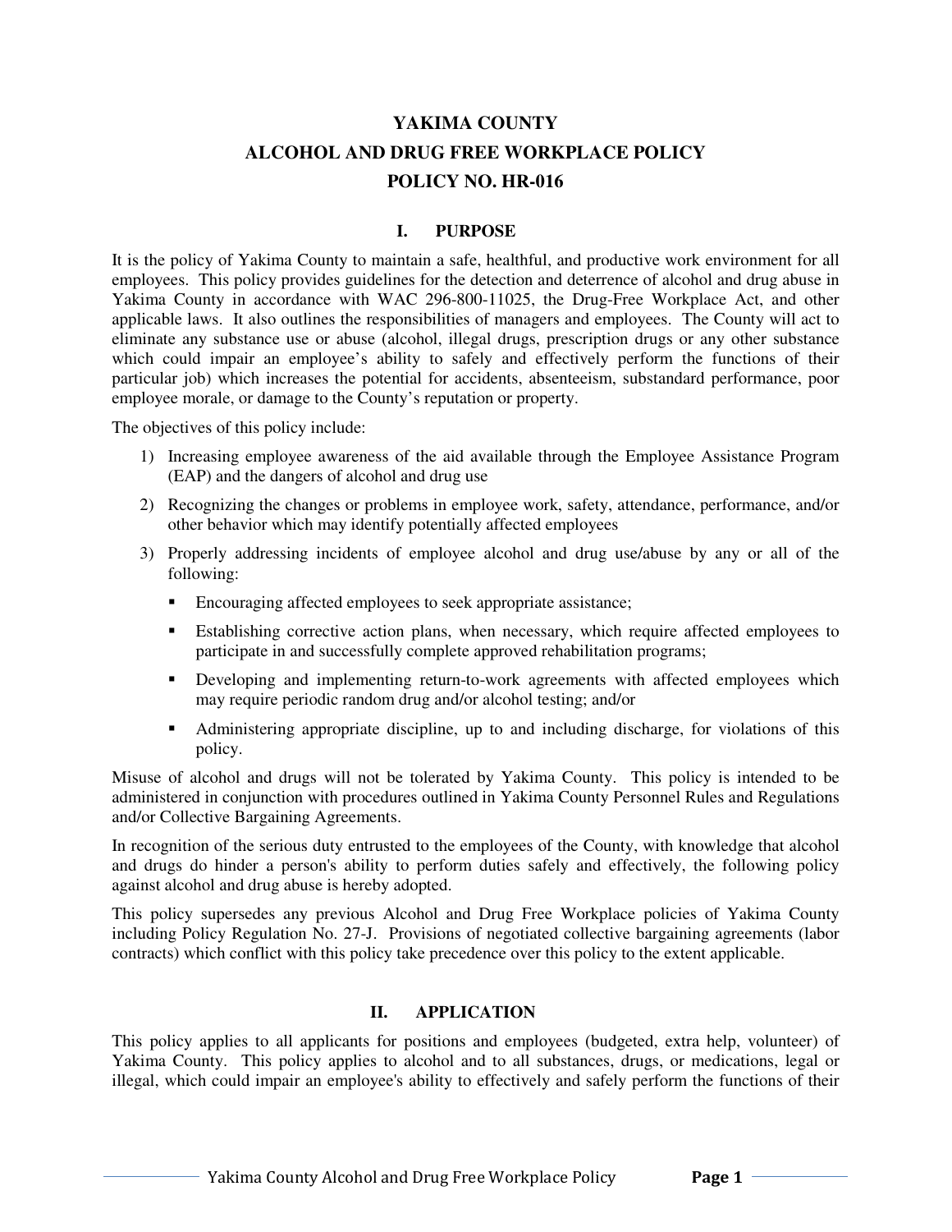# YAKIMA COUNTY
# ALCOHOL AND DRUG FREE WORKPLACE POLICY
# POLICY NO. HR-016

## I. PURPOSE

It is the policy of Yakima County to maintain a safe, healthful, and productive work environment for all employees. This policy provides guidelines for the detection and deterrence of alcohol and drug abuse in Yakima County in accordance with WAC 296-800-11025, the Drug-Free Workplace Act, and other applicable laws. It also outlines the responsibilities of managers and employees. The County will act to eliminate any substance use or abuse (alcohol, illegal drugs, prescription drugs or any other substance which could impair an employee's ability to safely and effectively perform the functions of their particular job) which increases the potential for accidents, absenteeism, substandard performance, poor employee morale, or damage to the County's reputation or property.

The objectives of this policy include:

1) Increasing employee awareness of the aid available through the Employee Assistance Program (EAP) and the dangers of alcohol and drug use
2) Recognizing the changes or problems in employee work, safety, attendance, performance, and/or other behavior which may identify potentially affected employees
3) Properly addressing incidents of employee alcohol and drug use/abuse by any or all of the following:
   - Encouraging affected employees to seek appropriate assistance;
   - Establishing corrective action plans, when necessary, which require affected employees to participate in and successfully complete approved rehabilitation programs;
   - Developing and implementing return-to-work agreements with affected employees which may require periodic random drug and/or alcohol testing; and/or
   - Administering appropriate discipline, up to and including discharge, for violations of this policy.

Misuse of alcohol and drugs will not be tolerated by Yakima County. This policy is intended to be administered in conjunction with procedures outlined in Yakima County Personnel Rules and Regulations and/or Collective Bargaining Agreements.

In recognition of the serious duty entrusted to the employees of the County, with knowledge that alcohol and drugs do hinder a person's ability to perform duties safely and effectively, the following policy against alcohol and drug abuse is hereby adopted.

This policy supersedes any previous Alcohol and Drug Free Workplace policies of Yakima County including Policy Regulation No. 27-J. Provisions of negotiated collective bargaining agreements (labor contracts) which conflict with this policy take precedence over this policy to the extent applicable.

## II. APPLICATION

This policy applies to all applicants for positions and employees (budgeted, extra help, volunteer) of Yakima County. This policy applies to alcohol and to all substances, drugs, or medications, legal or illegal, which could impair an employee's ability to effectively and safely perform the functions of their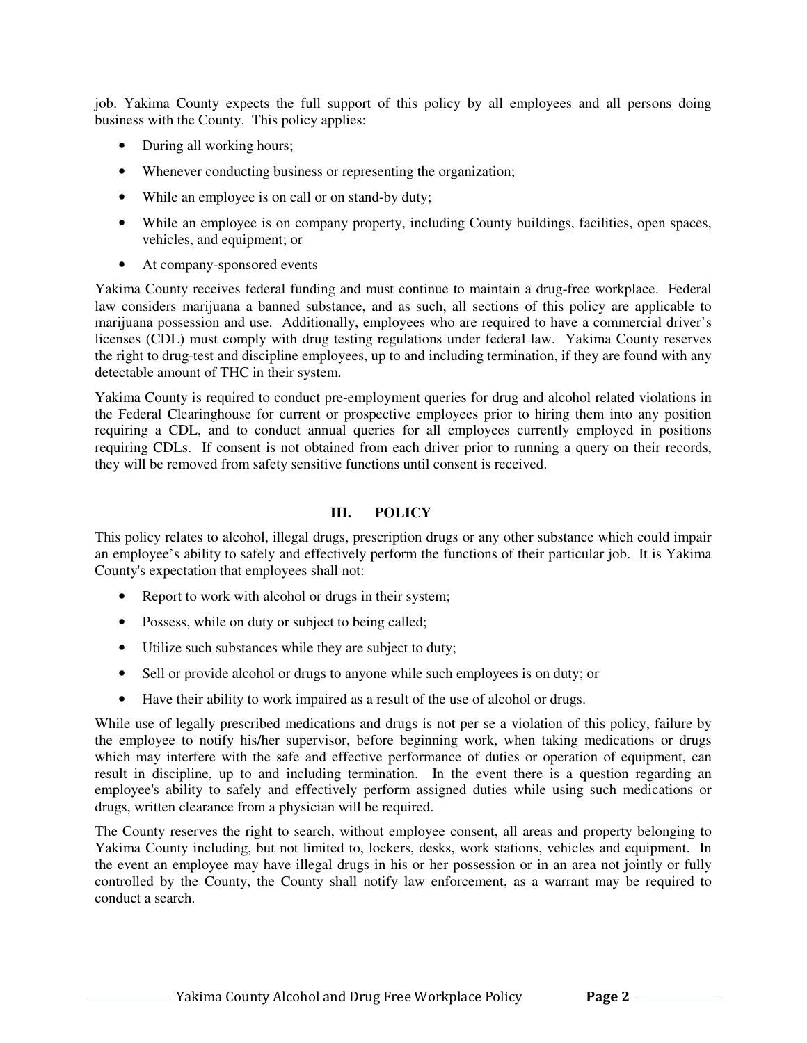job. Yakima County expects the full support of this policy by all employees and all persons doing business with the County. This policy applies:

- During all working hours;
- Whenever conducting business or representing the organization;
- While an employee is on call or on stand-by duty;
- While an employee is on company property, including County buildings, facilities, open spaces, vehicles, and equipment; or
- At company-sponsored events

Yakima County receives federal funding and must continue to maintain a drug-free workplace. Federal law considers marijuana a banned substance, and as such, all sections of this policy are applicable to marijuana possession and use. Additionally, employees who are required to have a commercial driver's licenses (CDL) must comply with drug testing regulations under federal law. Yakima County reserves the right to drug-test and discipline employees, up to and including termination, if they are found with any detectable amount of THC in their system.

Yakima County is required to conduct pre-employment queries for drug and alcohol related violations in the Federal Clearinghouse for current or prospective employees prior to hiring them into any position requiring a CDL, and to conduct annual queries for all employees currently employed in positions requiring CDLs. If consent is not obtained from each driver prior to running a query on their records, they will be removed from safety sensitive functions until consent is received.

## III. POLICY

This policy relates to alcohol, illegal drugs, prescription drugs or any other substance which could impair an employee's ability to safely and effectively perform the functions of their particular job. It is Yakima County's expectation that employees shall not:

- Report to work with alcohol or drugs in their system;
- Possess, while on duty or subject to being called;
- Utilize such substances while they are subject to duty;
- Sell or provide alcohol or drugs to anyone while such employees is on duty; or
- Have their ability to work impaired as a result of the use of alcohol or drugs.

While use of legally prescribed medications and drugs is not per se a violation of this policy, failure by the employee to notify his/her supervisor, before beginning work, when taking medications or drugs which may interfere with the safe and effective performance of duties or operation of equipment, can result in discipline, up to and including termination. In the event there is a question regarding an employee's ability to safely and effectively perform assigned duties while using such medications or drugs, written clearance from a physician will be required.

The County reserves the right to search, without employee consent, all areas and property belonging to Yakima County including, but not limited to, lockers, desks, work stations, vehicles and equipment. In the event an employee may have illegal drugs in his or her possession or in an area not jointly or fully controlled by the County, the County shall notify law enforcement, as a warrant may be required to conduct a search.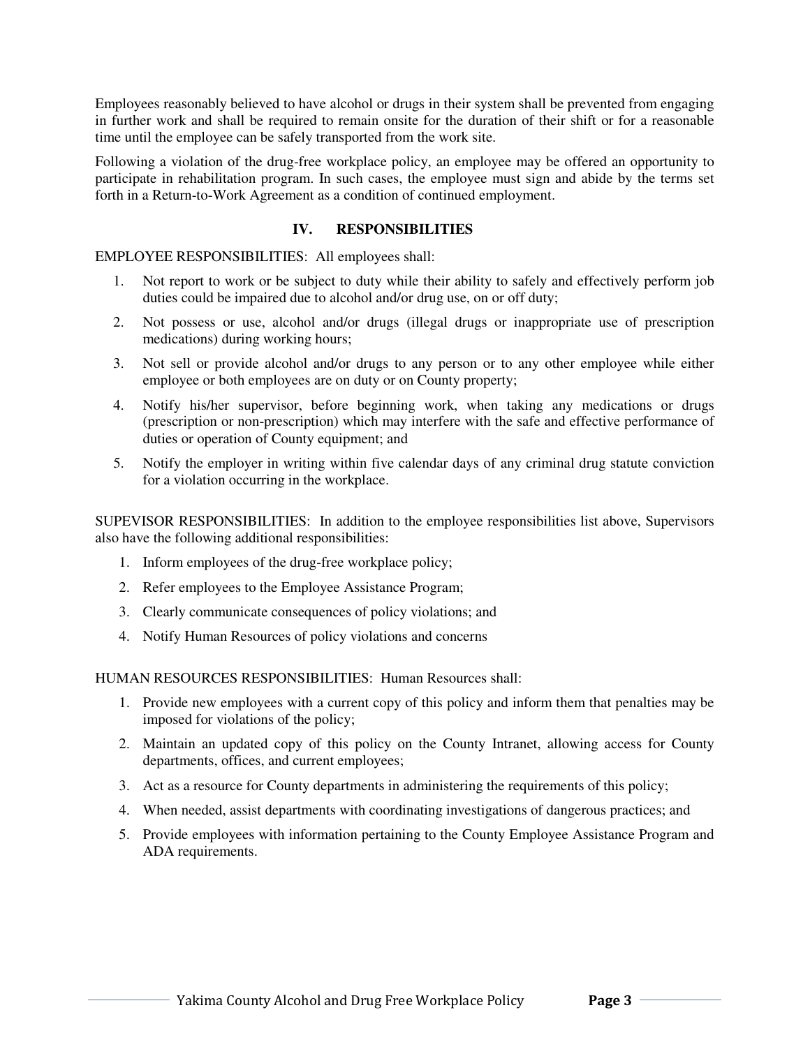Employees reasonably believed to have alcohol or drugs in their system shall be prevented from engaging in further work and shall be required to remain onsite for the duration of their shift or for a reasonable time until the employee can be safely transported from the work site.

Following a violation of the drug-free workplace policy, an employee may be offered an opportunity to participate in rehabilitation program. In such cases, the employee must sign and abide by the terms set forth in a Return-to-Work Agreement as a condition of continued employment.

## IV. RESPONSIBILITIES

EMPLOYEE RESPONSIBILITIES: All employees shall:

1. Not report to work or be subject to duty while their ability to safely and effectively perform job duties could be impaired due to alcohol and/or drug use, on or off duty;
2. Not possess or use, alcohol and/or drugs (illegal drugs or inappropriate use of prescription medications) during working hours;
3. Not sell or provide alcohol and/or drugs to any person or to any other employee while either employee or both employees are on duty or on County property;
4. Notify his/her supervisor, before beginning work, when taking any medications or drugs (prescription or non-prescription) which may interfere with the safe and effective performance of duties or operation of County equipment; and
5. Notify the employer in writing within five calendar days of any criminal drug statute conviction for a violation occurring in the workplace.

SUPEVISOR RESPONSIBILITIES: In addition to the employee responsibilities list above, Supervisors also have the following additional responsibilities:

1. Inform employees of the drug-free workplace policy;
2. Refer employees to the Employee Assistance Program;
3. Clearly communicate consequences of policy violations; and
4. Notify Human Resources of policy violations and concerns

HUMAN RESOURCES RESPONSIBILITIES: Human Resources shall:

1. Provide new employees with a current copy of this policy and inform them that penalties may be imposed for violations of the policy;
2. Maintain an updated copy of this policy on the County Intranet, allowing access for County departments, offices, and current employees;
3. Act as a resource for County departments in administering the requirements of this policy;
4. When needed, assist departments with coordinating investigations of dangerous practices; and
5. Provide employees with information pertaining to the County Employee Assistance Program and ADA requirements.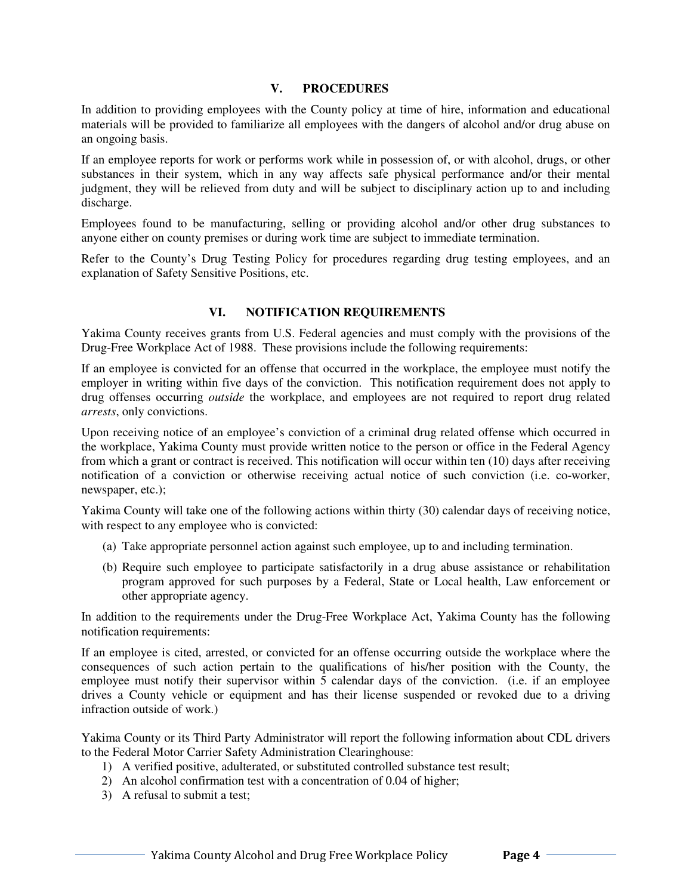## V. PROCEDURES

In addition to providing employees with the County policy at time of hire, information and educational materials will be provided to familiarize all employees with the dangers of alcohol and/or drug abuse on an ongoing basis.

If an employee reports for work or performs work while in possession of, or with alcohol, drugs, or other substances in their system, which in any way affects safe physical performance and/or their mental judgment, they will be relieved from duty and will be subject to disciplinary action up to and including discharge.

Employees found to be manufacturing, selling or providing alcohol and/or other drug substances to anyone either on county premises or during work time are subject to immediate termination.

Refer to the County's Drug Testing Policy for procedures regarding drug testing employees, and an explanation of Safety Sensitive Positions, etc.

## VI. NOTIFICATION REQUIREMENTS

Yakima County receives grants from U.S. Federal agencies and must comply with the provisions of the Drug-Free Workplace Act of 1988. These provisions include the following requirements:

If an employee is convicted for an offense that occurred in the workplace, the employee must notify the employer in writing within five days of the conviction. This notification requirement does not apply to drug offenses occurring *outside* the workplace, and employees are not required to report drug related *arrests*, only convictions.

Upon receiving notice of an employee's conviction of a criminal drug related offense which occurred in the workplace, Yakima County must provide written notice to the person or office in the Federal Agency from which a grant or contract is received. This notification will occur within ten (10) days after receiving notification of a conviction or otherwise receiving actual notice of such conviction (i.e. co-worker, newspaper, etc.);

Yakima County will take one of the following actions within thirty (30) calendar days of receiving notice, with respect to any employee who is convicted:

(a) Take appropriate personnel action against such employee, up to and including termination.

(b) Require such employee to participate satisfactorily in a drug abuse assistance or rehabilitation program approved for such purposes by a Federal, State or Local health, Law enforcement or other appropriate agency.

In addition to the requirements under the Drug-Free Workplace Act, Yakima County has the following notification requirements:

If an employee is cited, arrested, or convicted for an offense occurring outside the workplace where the consequences of such action pertain to the qualifications of his/her position with the County, the employee must notify their supervisor within 5 calendar days of the conviction. (i.e. if an employee drives a County vehicle or equipment and has their license suspended or revoked due to a driving infraction outside of work.)

Yakima County or its Third Party Administrator will report the following information about CDL drivers to the Federal Motor Carrier Safety Administration Clearinghouse:

1) A verified positive, adulterated, or substituted controlled substance test result;
2) An alcohol confirmation test with a concentration of 0.04 of higher;
3) A refusal to submit a test;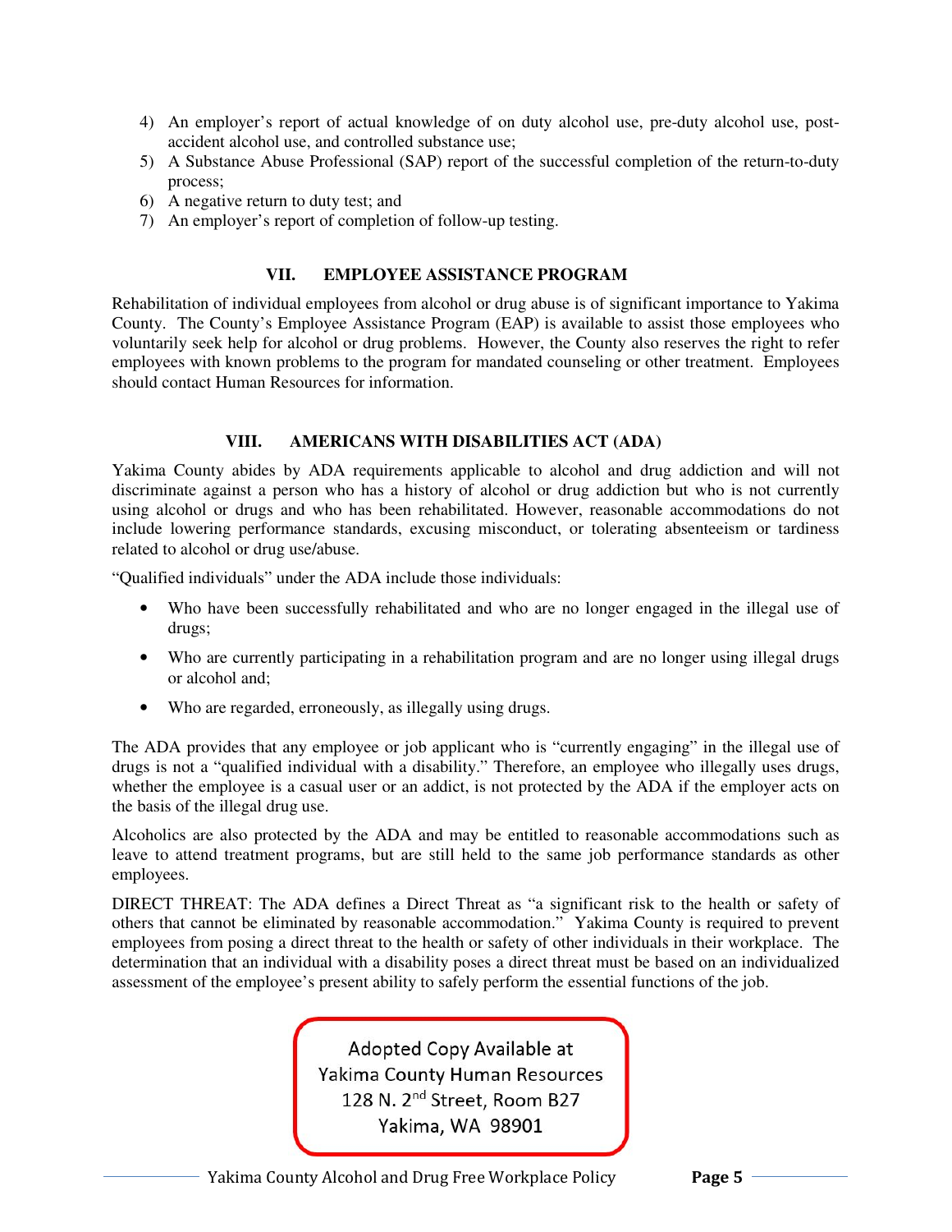4) An employer's report of actual knowledge of on duty alcohol use, pre-duty alcohol use, post-accident alcohol use, and controlled substance use;
5) A Substance Abuse Professional (SAP) report of the successful completion of the return-to-duty process;
6) A negative return to duty test; and
7) An employer's report of completion of follow-up testing.

## VII. EMPLOYEE ASSISTANCE PROGRAM

Rehabilitation of individual employees from alcohol or drug abuse is of significant importance to Yakima County. The County's Employee Assistance Program (EAP) is available to assist those employees who voluntarily seek help for alcohol or drug problems. However, the County also reserves the right to refer employees with known problems to the program for mandated counseling or other treatment. Employees should contact Human Resources for information.

## VIII. AMERICANS WITH DISABILITIES ACT (ADA)

Yakima County abides by ADA requirements applicable to alcohol and drug addiction and will not discriminate against a person who has a history of alcohol or drug addiction but who is not currently using alcohol or drugs and who has been rehabilitated. However, reasonable accommodations do not include lowering performance standards, excusing misconduct, or tolerating absenteeism or tardiness related to alcohol or drug use/abuse.

"Qualified individuals" under the ADA include those individuals:

- Who have been successfully rehabilitated and who are no longer engaged in the illegal use of drugs;
- Who are currently participating in a rehabilitation program and are no longer using illegal drugs or alcohol and;
- Who are regarded, erroneously, as illegally using drugs.

The ADA provides that any employee or job applicant who is "currently engaging" in the illegal use of drugs is not a "qualified individual with a disability." Therefore, an employee who illegally uses drugs, whether the employee is a casual user or an addict, is not protected by the ADA if the employer acts on the basis of the illegal drug use.

Alcoholics are also protected by the ADA and may be entitled to reasonable accommodations such as leave to attend treatment programs, but are still held to the same job performance standards as other employees.

DIRECT THREAT: The ADA defines a Direct Threat as "a significant risk to the health or safety of others that cannot be eliminated by reasonable accommodation." Yakima County is required to prevent employees from posing a direct threat to the health or safety of other individuals in their workplace. The determination that an individual with a disability poses a direct threat must be based on an individualized assessment of the employee's present ability to safely perform the essential functions of the job.

Adopted Copy Available at
Yakima County Human Resources
128 N. 2nd Street, Room B27
Yakima, WA 98901